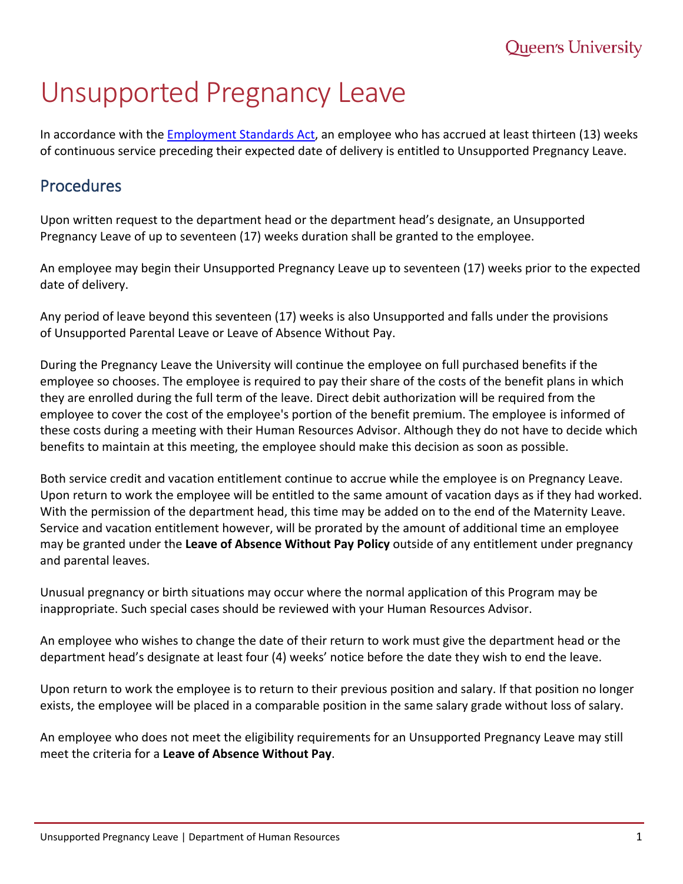# Unsupported Pregnancy Leave

In accordance with the [Employment Standards Act](), an employee who has accrued at least thirteen (13) weeks of continuous service preceding their expected date of delivery is entitled to Unsupported Pregnancy Leave.

## Procedures

Upon written request to the department head or the department head's designate, an Unsupported Pregnancy Leave of up to seventeen (17) weeks duration shall be granted to the employee.

An employee may begin their Unsupported Pregnancy Leave up to seventeen (17) weeks prior to the expected date of delivery.

Any period of leave beyond this seventeen (17) weeks is also Unsupported and falls under the provisions of Unsupported Parental Leave or Leave of Absence Without Pay.

During the Pregnancy Leave the University will continue the employee on full purchased benefits if the employee so chooses. The employee is required to pay their share of the costs of the benefit plans in which they are enrolled during the full term of the leave. Direct debit authorization will be required from the employee to cover the cost of the employee's portion of the benefit premium. The employee is informed of these costs during a meeting with their Human Resources Advisor. Although they do not have to decide which benefits to maintain at this meeting, the employee should make this decision as soon as possible.

Both service credit and vacation entitlement continue to accrue while the employee is on Pregnancy Leave. Upon return to work the employee will be entitled to the same amount of vacation days as if they had worked. With the permission of the department head, this time may be added on to the end of the Maternity Leave. Service and vacation entitlement however, will be prorated by the amount of additional time an employee may be granted under the **Leave of Absence Without Pay Policy** outside of any entitlement under pregnancy and parental leaves.

Unusual pregnancy or birth situations may occur where the normal application of this Program may be inappropriate. Such special cases should be reviewed with your Human Resources Advisor.

An employee who wishes to change the date of their return to work must give the department head or the department head's designate at least four (4) weeks' notice before the date they wish to end the leave.

Upon return to work the employee is to return to their previous position and salary. If that position no longer exists, the employee will be placed in a comparable position in the same salary grade without loss of salary.

An employee who does not meet the eligibility requirements for an Unsupported Pregnancy Leave may still meet the criteria for a **Leave of Absence Without Pay**.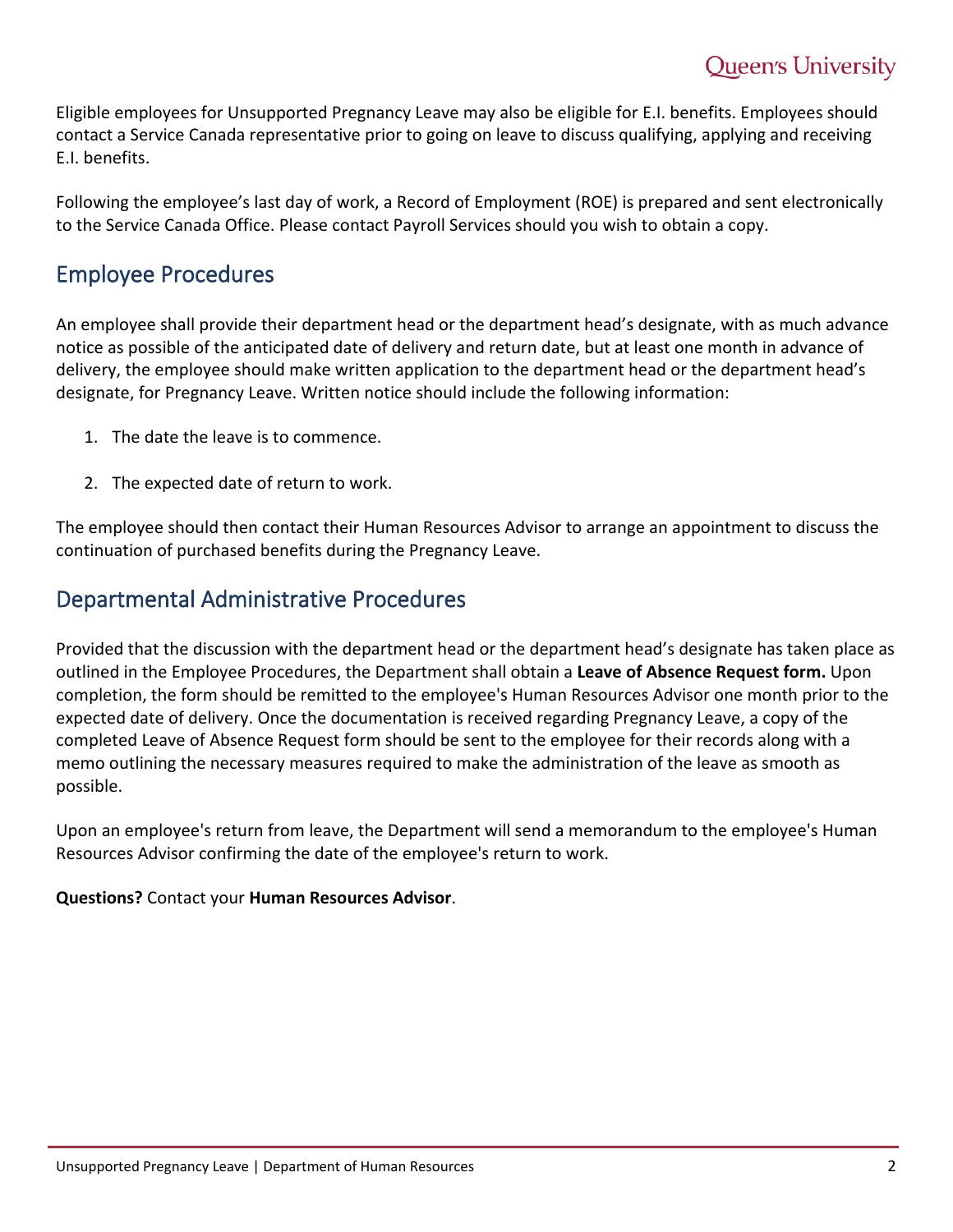Eligible employees for Unsupported Pregnancy Leave may also be eligible for E.I. benefits. Employees should contact a Service Canada representative prior to going on leave to discuss qualifying, applying and receiving E.I. benefits.

Following the employee's last day of work, a Record of Employment (ROE) is prepared and sent electronically to the Service Canada Office. Please contact Payroll Services should you wish to obtain a copy.

## Employee Procedures

An employee shall provide their department head or the department head's designate, with as much advance notice as possible of the anticipated date of delivery and return date, but at least one month in advance of delivery, the employee should make written application to the department head or the department head's designate, for Pregnancy Leave. Written notice should include the following information:

1. The date the leave is to commence.
2. The expected date of return to work.

The employee should then contact their Human Resources Advisor to arrange an appointment to discuss the continuation of purchased benefits during the Pregnancy Leave.

## Departmental Administrative Procedures

Provided that the discussion with the department head or the department head's designate has taken place as outlined in the Employee Procedures, the Department shall obtain a **Leave of Absence Request form.** Upon completion, the form should be remitted to the employee's Human Resources Advisor one month prior to the expected date of delivery. Once the documentation is received regarding Pregnancy Leave, a copy of the completed Leave of Absence Request form should be sent to the employee for their records along with a memo outlining the necessary measures required to make the administration of the leave as smooth as possible.

Upon an employee's return from leave, the Department will send a memorandum to the employee's Human Resources Advisor confirming the date of the employee's return to work.

**Questions?** Contact your **Human Resources Advisor**.